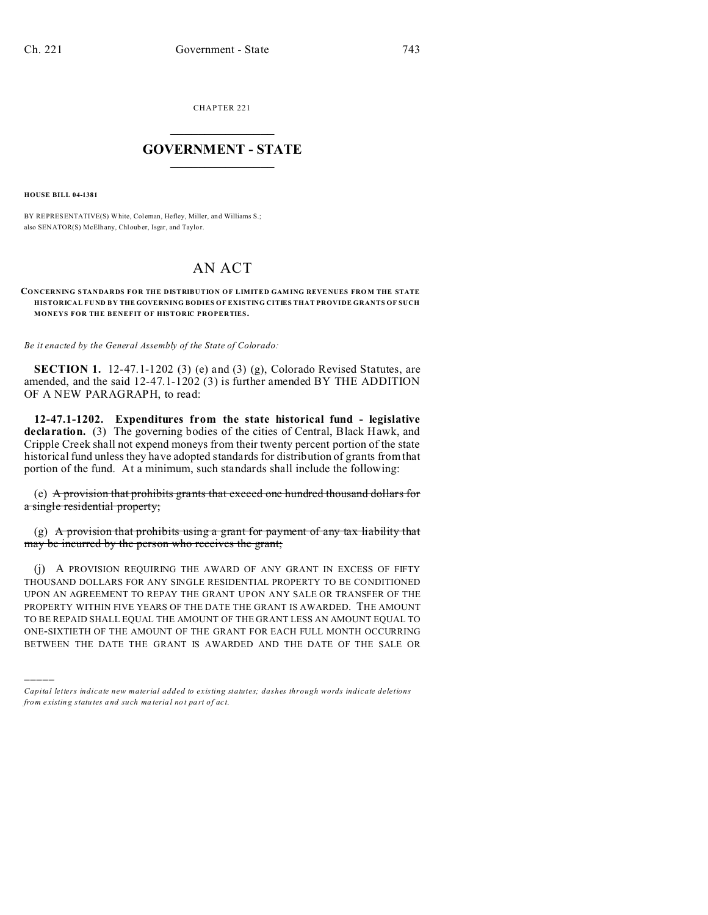CHAPTER 221

# GOVERNMENT - STATE

**HOUSE BILL 04-1381**

BY REPRESENTATIVE(S) White, Coleman, Hefley, Miller, and Williams S.;
also SENATOR(S) McElhany, Chlouber, Isgar, and Taylor.

# AN ACT

**CONCERNING STANDARDS FOR THE DISTRIBUTION OF LIMITED GAMING REVENUES FROM THE STATE HISTORICAL FUND BY THE GOVERNING BODIES OF EXISTING CITIES THAT PROVIDE GRANTS OF SUCH MONEYS FOR THE BENEFIT OF HISTORIC PROPERTIES.**

*Be it enacted by the General Assembly of the State of Colorado:*

**SECTION 1.** 12-47.1-1202 (3) (e) and (3) (g), Colorado Revised Statutes, are amended, and the said 12-47.1-1202 (3) is further amended BY THE ADDITION OF A NEW PARAGRAPH, to read:

**12-47.1-1202. Expenditures from the state historical fund - legislative declaration.** (3) The governing bodies of the cities of Central, Black Hawk, and Cripple Creek shall not expend moneys from their twenty percent portion of the state historical fund unless they have adopted standards for distribution of grants from that portion of the fund. At a minimum, such standards shall include the following:

(e) ~~A provision that prohibits grants that exceed one hundred thousand dollars for a single residential property;~~

(g) ~~A provision that prohibits using a grant for payment of any tax liability that may be incurred by the person who receives the grant;~~

(j) A PROVISION REQUIRING THE AWARD OF ANY GRANT IN EXCESS OF FIFTY THOUSAND DOLLARS FOR ANY SINGLE RESIDENTIAL PROPERTY TO BE CONDITIONED UPON AN AGREEMENT TO REPAY THE GRANT UPON ANY SALE OR TRANSFER OF THE PROPERTY WITHIN FIVE YEARS OF THE DATE THE GRANT IS AWARDED. THE AMOUNT TO BE REPAID SHALL EQUAL THE AMOUNT OF THE GRANT LESS AN AMOUNT EQUAL TO ONE-SIXTIETH OF THE AMOUNT OF THE GRANT FOR EACH FULL MONTH OCCURRING BETWEEN THE DATE THE GRANT IS AWARDED AND THE DATE OF THE SALE OR

*Capital letters indicate new material added to existing statutes; dashes through words indicate deletions from existing statutes and such material not part of act.*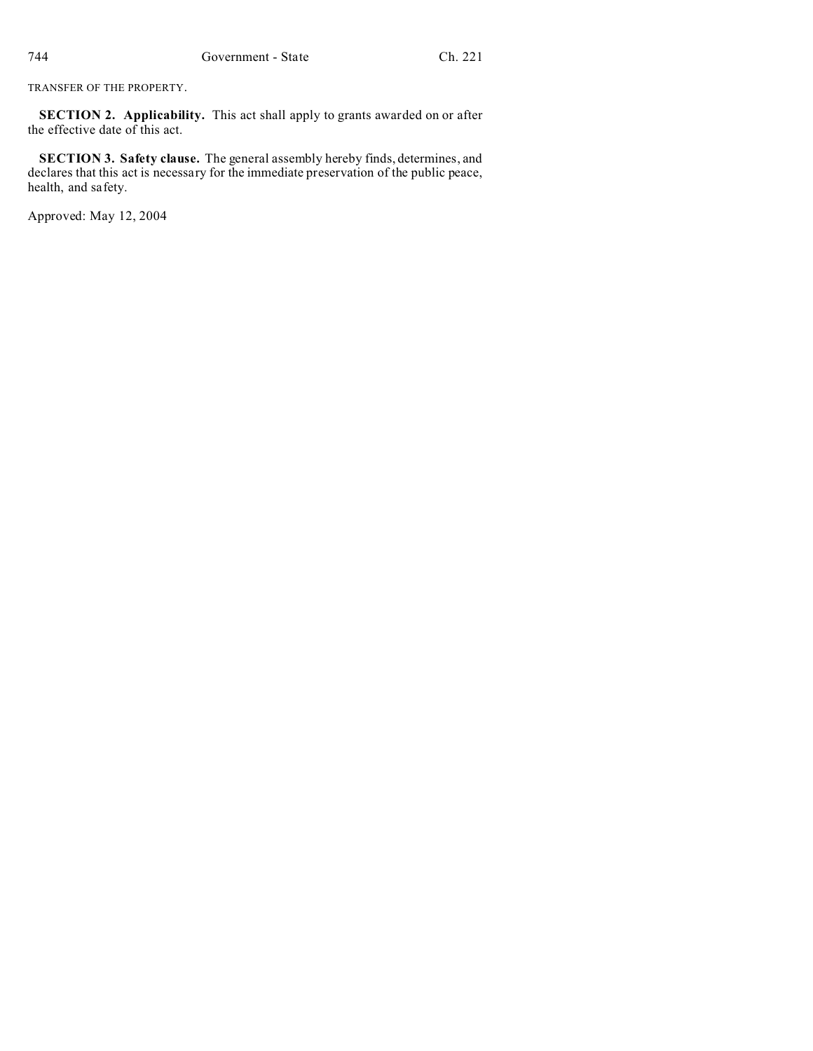TRANSFER OF THE PROPERTY.

**SECTION 2. Applicability.** This act shall apply to grants awarded on or after the effective date of this act.

**SECTION 3. Safety clause.** The general assembly hereby finds, determines, and declares that this act is necessary for the immediate preservation of the public peace, health, and safety.

Approved: May 12, 2004